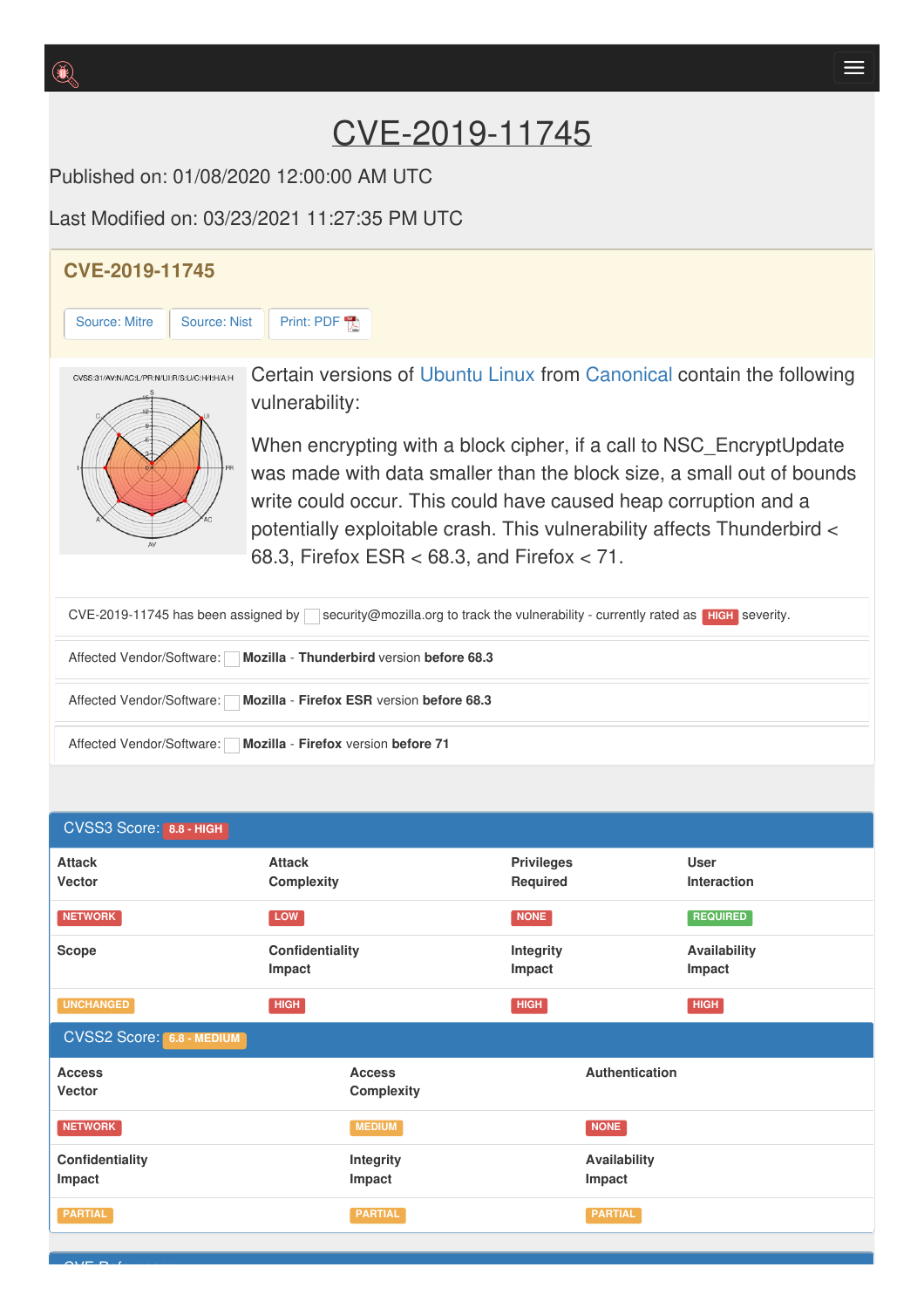# CVE-2019-11745

Published on: 01/08/2020 12:00:00 AM UTC

Last Modified on: 03/23/2021 11:27:35 PM UTC

## CVE-2019-11745

Source: Mitre | Source: Nist | Print: PDF

Certain versions of Ubuntu Linux from Canonical contain the following vulnerability:

When encrypting with a block cipher, if a call to NSC_EncryptUpdate was made with data smaller than the block size, a small out of bounds write could occur. This could have caused heap corruption and a potentially exploitable crash. This vulnerability affects Thunderbird < 68.3, Firefox ESR < 68.3, and Firefox < 71.

CVE-2019-11745 has been assigned by security@mozilla.org to track the vulnerability - currently rated as HIGH severity.

Affected Vendor/Software: **Mozilla** - **Thunderbird** version **before 68.3**

Affected Vendor/Software: **Mozilla** - **Firefox ESR** version **before 68.3**

Affected Vendor/Software: **Mozilla** - **Firefox** version **before 71**

## CVSS3 Score: 8.8 - HIGH

| Attack Vector | Attack Complexity | Privileges Required | User Interaction |
|---|---|---|---|
| NETWORK | LOW | NONE | REQUIRED |
| **Scope** | **Confidentiality Impact** | **Integrity Impact** | **Availability Impact** |
| UNCHANGED | HIGH | HIGH | HIGH |

## CVSS2 Score: 6.8 - MEDIUM

| Access Vector | Access Complexity | Authentication |
|---|---|---|
| NETWORK | MEDIUM | NONE |
| **Confidentiality Impact** | **Integrity Impact** | **Availability Impact** |
| PARTIAL | PARTIAL | PARTIAL |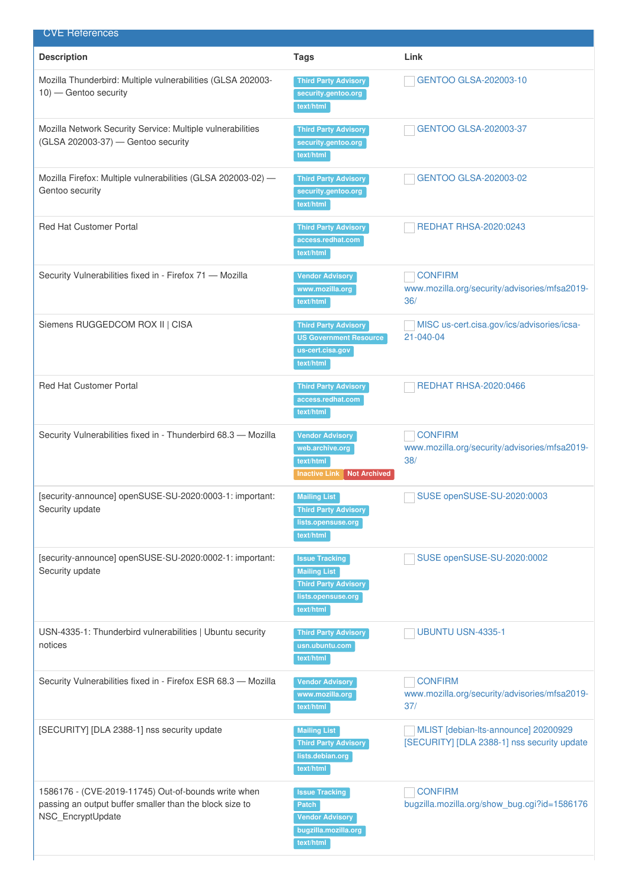## CVE References

| Description | Tags | Link |
|---|---|---|
| Mozilla Thunderbird: Multiple vulnerabilities (GLSA 202003-10) — Gentoo security | Third Party Advisory<br>security.gentoo.org<br>text/html | GENTOO GLSA-202003-10 |
| Mozilla Network Security Service: Multiple vulnerabilities (GLSA 202003-37) — Gentoo security | Third Party Advisory<br>security.gentoo.org<br>text/html | GENTOO GLSA-202003-37 |
| Mozilla Firefox: Multiple vulnerabilities (GLSA 202003-02) — Gentoo security | Third Party Advisory<br>security.gentoo.org<br>text/html | GENTOO GLSA-202003-02 |
| Red Hat Customer Portal | Third Party Advisory<br>access.redhat.com<br>text/html | REDHAT RHSA-2020:0243 |
| Security Vulnerabilities fixed in - Firefox 71 — Mozilla | Vendor Advisory<br>www.mozilla.org<br>text/html | CONFIRM www.mozilla.org/security/advisories/mfsa2019-36/ |
| Siemens RUGGEDCOM ROX II \| CISA | Third Party Advisory<br>US Government Resource<br>us-cert.cisa.gov<br>text/html | MISC us-cert.cisa.gov/ics/advisories/icsa-21-040-04 |
| Red Hat Customer Portal | Third Party Advisory<br>access.redhat.com<br>text/html | REDHAT RHSA-2020:0466 |
| Security Vulnerabilities fixed in - Thunderbird 68.3 — Mozilla | Vendor Advisory<br>web.archive.org<br>text/html<br>Inactive Link Not Archived | CONFIRM www.mozilla.org/security/advisories/mfsa2019-38/ |
| [security-announce] openSUSE-SU-2020:0003-1: important: Security update | Mailing List<br>Third Party Advisory<br>lists.opensuse.org<br>text/html | SUSE openSUSE-SU-2020:0003 |
| [security-announce] openSUSE-SU-2020:0002-1: important: Security update | Issue Tracking<br>Mailing List<br>Third Party Advisory<br>lists.opensuse.org<br>text/html | SUSE openSUSE-SU-2020:0002 |
| USN-4335-1: Thunderbird vulnerabilities \| Ubuntu security notices | Third Party Advisory<br>usn.ubuntu.com<br>text/html | UBUNTU USN-4335-1 |
| Security Vulnerabilities fixed in - Firefox ESR 68.3 — Mozilla | Vendor Advisory<br>www.mozilla.org<br>text/html | CONFIRM www.mozilla.org/security/advisories/mfsa2019-37/ |
| [SECURITY] [DLA 2388-1] nss security update | Mailing List<br>Third Party Advisory<br>lists.debian.org<br>text/html | MLIST [debian-lts-announce] 20200929 [SECURITY] [DLA 2388-1] nss security update |
| 1586176 - (CVE-2019-11745) Out-of-bounds write when passing an output buffer smaller than the block size to NSC_EncryptUpdate | Issue Tracking<br>Patch<br>Vendor Advisory<br>bugzilla.mozilla.org<br>text/html | CONFIRM bugzilla.mozilla.org/show_bug.cgi?id=1586176 |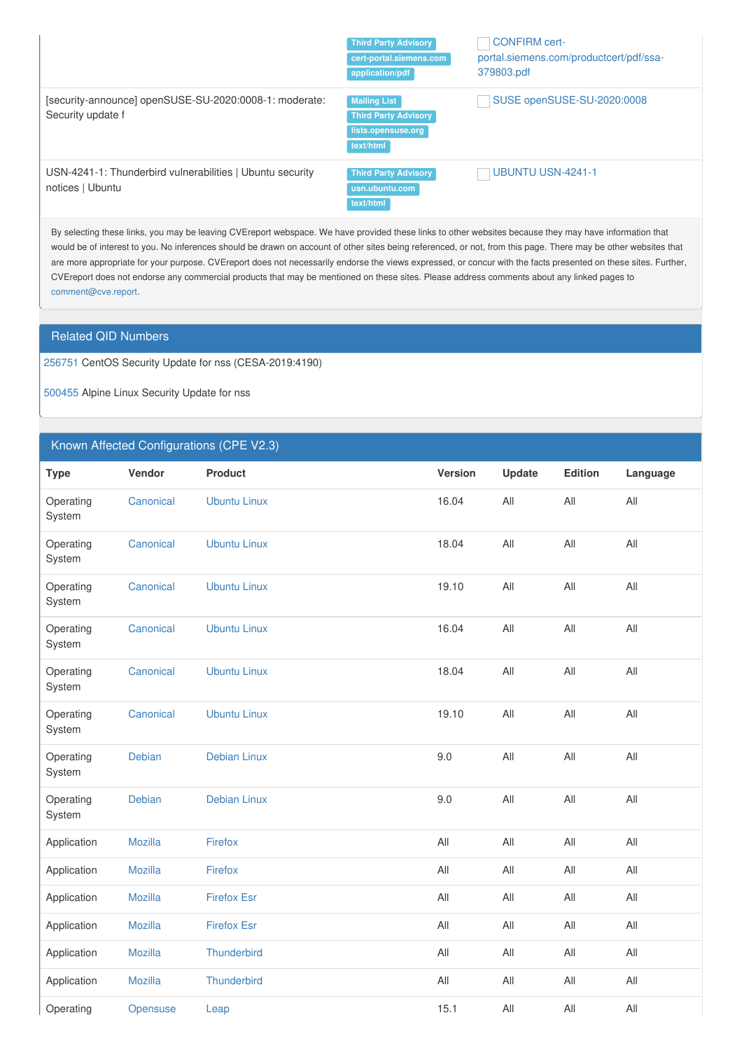| | | |
|---|---|---|
| | Third Party Advisory cert-portal.siemens.com application/pdf | CONFIRM cert-portal.siemens.com/productcert/pdf/ssa-379803.pdf |
| [security-announce] openSUSE-SU-2020:0008-1: moderate: Security update f | Mailing List Third Party Advisory lists.opensuse.org text/html | SUSE openSUSE-SU-2020:0008 |
| USN-4241-1: Thunderbird vulnerabilities \| Ubuntu security notices \| Ubuntu | Third Party Advisory usn.ubuntu.com text/html | UBUNTU USN-4241-1 |

By selecting these links, you may be leaving CVEreport webspace. We have provided these links to other websites because they may have information that would be of interest to you. No inferences should be drawn on account of other sites being referenced, or not, from this page. There may be other websites that are more appropriate for your purpose. CVEreport does not necessarily endorse the views expressed, or concur with the facts presented on these sites. Further, CVEreport does not endorse any commercial products that may be mentioned on these sites. Please address comments about any linked pages to comment@cve.report.

## Related QID Numbers

256751 CentOS Security Update for nss (CESA-2019:4190)

500455 Alpine Linux Security Update for nss

## Known Affected Configurations (CPE V2.3)

| Type | Vendor | Product | Version | Update | Edition | Language |
|---|---|---|---|---|---|---|
| Operating System | Canonical | Ubuntu Linux | 16.04 | All | All | All |
| Operating System | Canonical | Ubuntu Linux | 18.04 | All | All | All |
| Operating System | Canonical | Ubuntu Linux | 19.10 | All | All | All |
| Operating System | Canonical | Ubuntu Linux | 16.04 | All | All | All |
| Operating System | Canonical | Ubuntu Linux | 18.04 | All | All | All |
| Operating System | Canonical | Ubuntu Linux | 19.10 | All | All | All |
| Operating System | Debian | Debian Linux | 9.0 | All | All | All |
| Operating System | Debian | Debian Linux | 9.0 | All | All | All |
| Application | Mozilla | Firefox | All | All | All | All |
| Application | Mozilla | Firefox | All | All | All | All |
| Application | Mozilla | Firefox Esr | All | All | All | All |
| Application | Mozilla | Firefox Esr | All | All | All | All |
| Application | Mozilla | Thunderbird | All | All | All | All |
| Application | Mozilla | Thunderbird | All | All | All | All |
| Operating | Opensuse | Leap | 15.1 | All | All | All |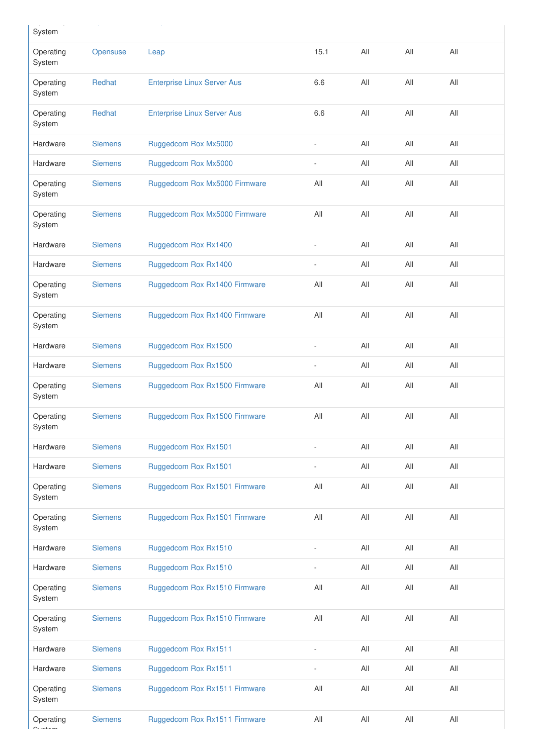| | | | | | | |
|---|---|---|---|---|---|---|
| System | | | | | | |
| Operating System | Opensuse | Leap | 15.1 | All | All | All |
| Operating System | Redhat | Enterprise Linux Server Aus | 6.6 | All | All | All |
| Operating System | Redhat | Enterprise Linux Server Aus | 6.6 | All | All | All |
| Hardware | Siemens | Ruggedcom Rox Mx5000 | - | All | All | All |
| Hardware | Siemens | Ruggedcom Rox Mx5000 | - | All | All | All |
| Operating System | Siemens | Ruggedcom Rox Mx5000 Firmware | All | All | All | All |
| Operating System | Siemens | Ruggedcom Rox Mx5000 Firmware | All | All | All | All |
| Hardware | Siemens | Ruggedcom Rox Rx1400 | - | All | All | All |
| Hardware | Siemens | Ruggedcom Rox Rx1400 | - | All | All | All |
| Operating System | Siemens | Ruggedcom Rox Rx1400 Firmware | All | All | All | All |
| Operating System | Siemens | Ruggedcom Rox Rx1400 Firmware | All | All | All | All |
| Hardware | Siemens | Ruggedcom Rox Rx1500 | - | All | All | All |
| Hardware | Siemens | Ruggedcom Rox Rx1500 | - | All | All | All |
| Operating System | Siemens | Ruggedcom Rox Rx1500 Firmware | All | All | All | All |
| Operating System | Siemens | Ruggedcom Rox Rx1500 Firmware | All | All | All | All |
| Hardware | Siemens | Ruggedcom Rox Rx1501 | - | All | All | All |
| Hardware | Siemens | Ruggedcom Rox Rx1501 | - | All | All | All |
| Operating System | Siemens | Ruggedcom Rox Rx1501 Firmware | All | All | All | All |
| Operating System | Siemens | Ruggedcom Rox Rx1501 Firmware | All | All | All | All |
| Hardware | Siemens | Ruggedcom Rox Rx1510 | - | All | All | All |
| Hardware | Siemens | Ruggedcom Rox Rx1510 | - | All | All | All |
| Operating System | Siemens | Ruggedcom Rox Rx1510 Firmware | All | All | All | All |
| Operating System | Siemens | Ruggedcom Rox Rx1510 Firmware | All | All | All | All |
| Hardware | Siemens | Ruggedcom Rox Rx1511 | - | All | All | All |
| Hardware | Siemens | Ruggedcom Rox Rx1511 | - | All | All | All |
| Operating System | Siemens | Ruggedcom Rox Rx1511 Firmware | All | All | All | All |
| Operating System | Siemens | Ruggedcom Rox Rx1511 Firmware | All | All | All | All |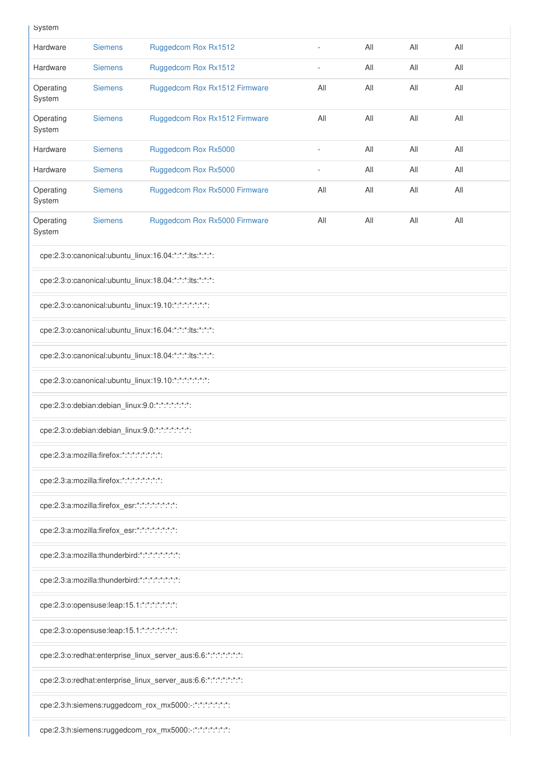| System | | | | | | |
|---|---|---|---|---|---|---|
| Hardware | Siemens | Ruggedcom Rox Rx1512 | - | All | All | All |
| Hardware | Siemens | Ruggedcom Rox Rx1512 | - | All | All | All |
| Operating System | Siemens | Ruggedcom Rox Rx1512 Firmware | All | All | All | All |
| Operating System | Siemens | Ruggedcom Rox Rx1512 Firmware | All | All | All | All |
| Hardware | Siemens | Ruggedcom Rox Rx5000 | - | All | All | All |
| Hardware | Siemens | Ruggedcom Rox Rx5000 | - | All | All | All |
| Operating System | Siemens | Ruggedcom Rox Rx5000 Firmware | All | All | All | All |
| Operating System | Siemens | Ruggedcom Rox Rx5000 Firmware | All | All | All | All |

cpe:2.3:o:canonical:ubuntu_linux:16.04:*:*:*:lts:*:*:*:

cpe:2.3:o:canonical:ubuntu_linux:18.04:*:*:*:lts:*:*:*:

cpe:2.3:o:canonical:ubuntu_linux:19.10:*:*:*:*:*:*:*:

cpe:2.3:o:canonical:ubuntu_linux:16.04:*:*:*:lts:*:*:*:

cpe:2.3:o:canonical:ubuntu_linux:18.04:*:*:*:lts:*:*:*:

cpe:2.3:o:canonical:ubuntu_linux:19.10:*:*:*:*:*:*:*:

cpe:2.3:o:debian:debian_linux:9.0:*:*:*:*:*:*:*:

cpe:2.3:o:debian:debian_linux:9.0:*:*:*:*:*:*:*:

cpe:2.3:a:mozilla:firefox:*:*:*:*:*:*:*:*:

cpe:2.3:a:mozilla:firefox:*:*:*:*:*:*:*:*:

cpe:2.3:a:mozilla:firefox_esr:*:*:*:*:*:*:*:*:

cpe:2.3:a:mozilla:firefox_esr:*:*:*:*:*:*:*:*:

cpe:2.3:a:mozilla:thunderbird:*:*:*:*:*:*:*:*:

cpe:2.3:a:mozilla:thunderbird:*:*:*:*:*:*:*:*:

cpe:2.3:o:opensuse:leap:15.1:*:*:*:*:*:*:*:

cpe:2.3:o:opensuse:leap:15.1:*:*:*:*:*:*:*:

cpe:2.3:o:redhat:enterprise_linux_server_aus:6.6:*:*:*:*:*:*:*:

cpe:2.3:o:redhat:enterprise_linux_server_aus:6.6:*:*:*:*:*:*:*:

cpe:2.3:h:siemens:ruggedcom_rox_mx5000:-:*:*:*:*:*:*:*:

cpe:2.3:h:siemens:ruggedcom_rox_mx5000:-:*:*:*:*:*:*:*: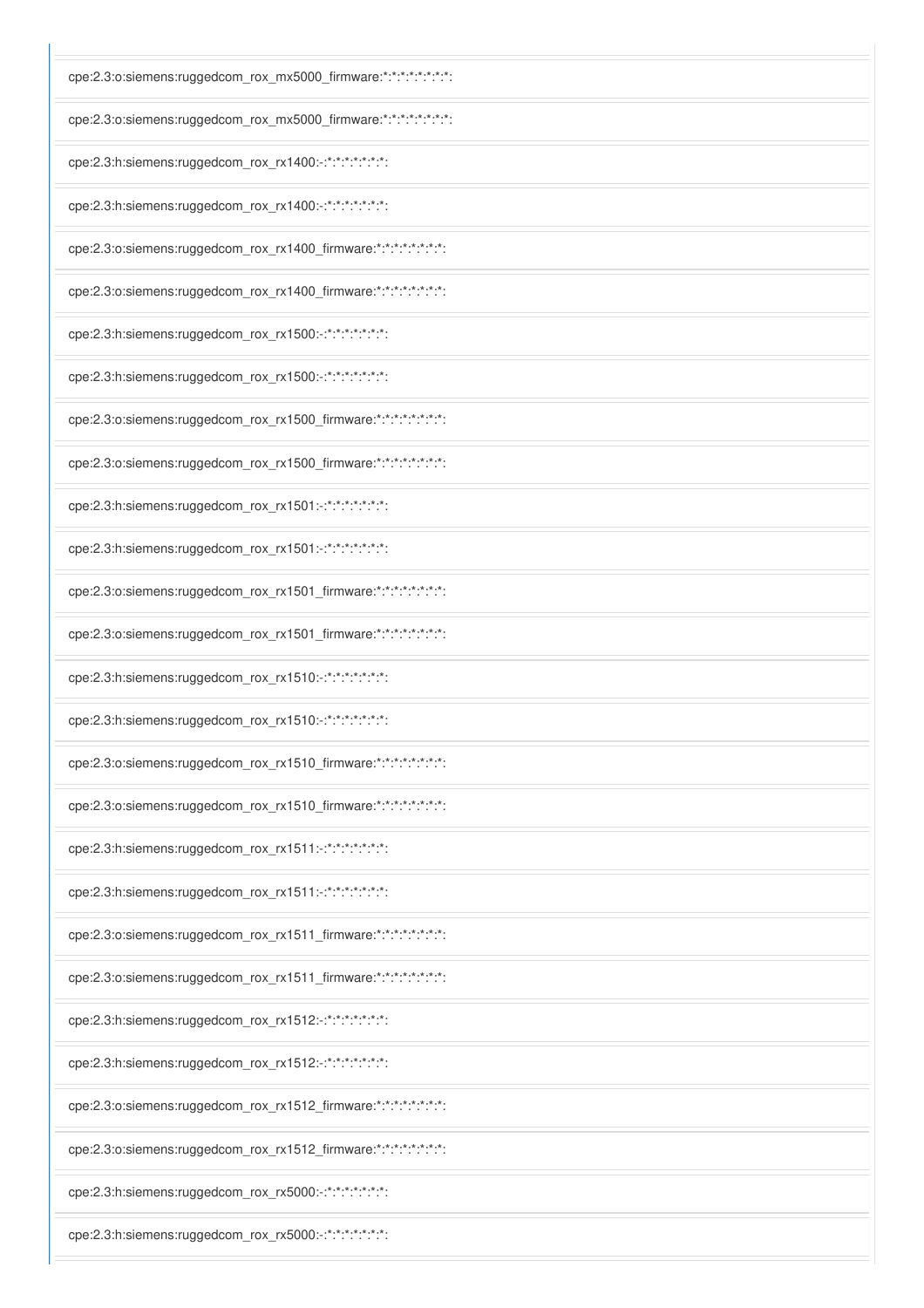cpe:2.3:o:siemens:ruggedcom_rox_mx5000_firmware:*:*:*:*:*:*:*:*

cpe:2.3:o:siemens:ruggedcom_rox_mx5000_firmware:*:*:*:*:*:*:*:*

cpe:2.3:h:siemens:ruggedcom_rox_rx1400:-:*:*:*:*:*:*:*

cpe:2.3:h:siemens:ruggedcom_rox_rx1400:-:*:*:*:*:*:*:*

cpe:2.3:o:siemens:ruggedcom_rox_rx1400_firmware:*:*:*:*:*:*:*:*

cpe:2.3:o:siemens:ruggedcom_rox_rx1400_firmware:*:*:*:*:*:*:*:*

cpe:2.3:h:siemens:ruggedcom_rox_rx1500:-:*:*:*:*:*:*:*

cpe:2.3:h:siemens:ruggedcom_rox_rx1500:-:*:*:*:*:*:*:*

cpe:2.3:o:siemens:ruggedcom_rox_rx1500_firmware:*:*:*:*:*:*:*:*

cpe:2.3:o:siemens:ruggedcom_rox_rx1500_firmware:*:*:*:*:*:*:*:*

cpe:2.3:h:siemens:ruggedcom_rox_rx1501:-:*:*:*:*:*:*:*

cpe:2.3:h:siemens:ruggedcom_rox_rx1501:-:*:*:*:*:*:*:*

cpe:2.3:o:siemens:ruggedcom_rox_rx1501_firmware:*:*:*:*:*:*:*:*

cpe:2.3:o:siemens:ruggedcom_rox_rx1501_firmware:*:*:*:*:*:*:*:*

cpe:2.3:h:siemens:ruggedcom_rox_rx1510:-:*:*:*:*:*:*:*

cpe:2.3:h:siemens:ruggedcom_rox_rx1510:-:*:*:*:*:*:*:*

cpe:2.3:o:siemens:ruggedcom_rox_rx1510_firmware:*:*:*:*:*:*:*:*

cpe:2.3:o:siemens:ruggedcom_rox_rx1510_firmware:*:*:*:*:*:*:*:*

cpe:2.3:h:siemens:ruggedcom_rox_rx1511:-:*:*:*:*:*:*:*

cpe:2.3:h:siemens:ruggedcom_rox_rx1511:-:*:*:*:*:*:*:*

cpe:2.3:o:siemens:ruggedcom_rox_rx1511_firmware:*:*:*:*:*:*:*:*

cpe:2.3:o:siemens:ruggedcom_rox_rx1511_firmware:*:*:*:*:*:*:*:*

cpe:2.3:h:siemens:ruggedcom_rox_rx1512:-:*:*:*:*:*:*:*

cpe:2.3:h:siemens:ruggedcom_rox_rx1512:-:*:*:*:*:*:*:*

cpe:2.3:o:siemens:ruggedcom_rox_rx1512_firmware:*:*:*:*:*:*:*:*

cpe:2.3:o:siemens:ruggedcom_rox_rx1512_firmware:*:*:*:*:*:*:*:*

cpe:2.3:h:siemens:ruggedcom_rox_rx5000:-:*:*:*:*:*:*:*

cpe:2.3:h:siemens:ruggedcom_rox_rx5000:-:*:*:*:*:*:*:*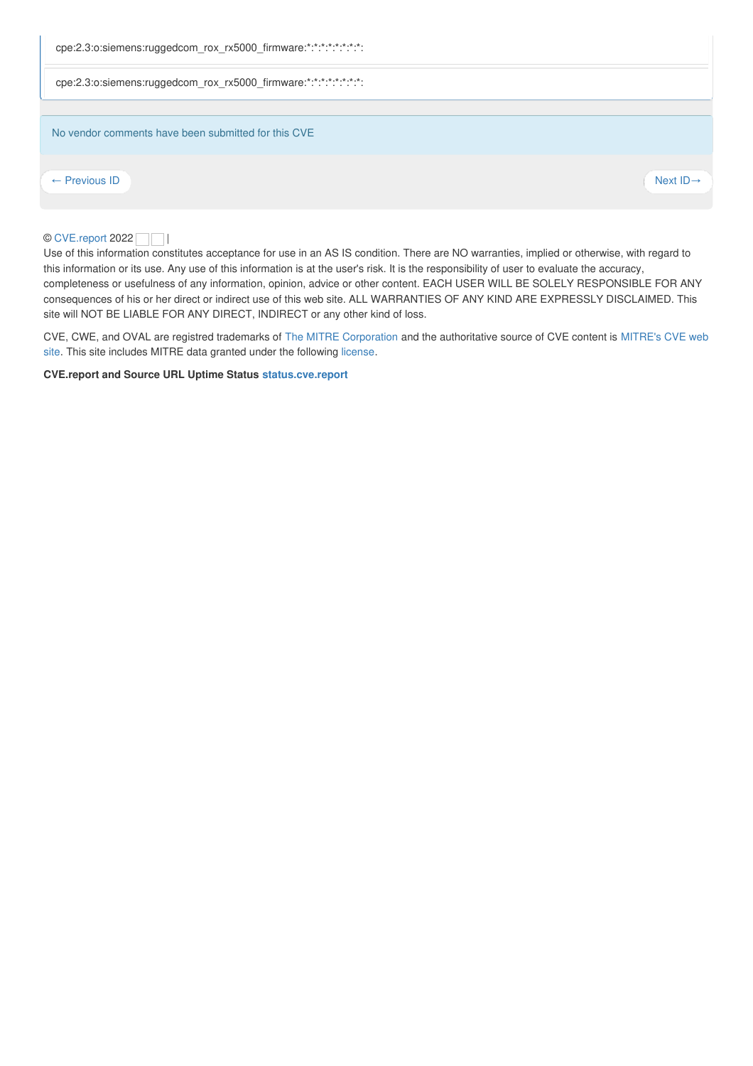cpe:2.3:o:siemens:ruggedcom_rox_rx5000_firmware:*:*:*:*:*:*:*:*:

cpe:2.3:o:siemens:ruggedcom_rox_rx5000_firmware:*:*:*:*:*:*:*:*:

No vendor comments have been submitted for this CVE

← Previous ID

Next ID→

© CVE.report 2022 |

Use of this information constitutes acceptance for use in an AS IS condition. There are NO warranties, implied or otherwise, with regard to this information or its use. Any use of this information is at the user's risk. It is the responsibility of user to evaluate the accuracy, completeness or usefulness of any information, opinion, advice or other content. EACH USER WILL BE SOLELY RESPONSIBLE FOR ANY consequences of his or her direct or indirect use of this web site. ALL WARRANTIES OF ANY KIND ARE EXPRESSLY DISCLAIMED. This site will NOT BE LIABLE FOR ANY DIRECT, INDIRECT or any other kind of loss.

CVE, CWE, and OVAL are registred trademarks of The MITRE Corporation and the authoritative source of CVE content is MITRE's CVE web site. This site includes MITRE data granted under the following license.

**CVE.report and Source URL Uptime Status status.cve.report**